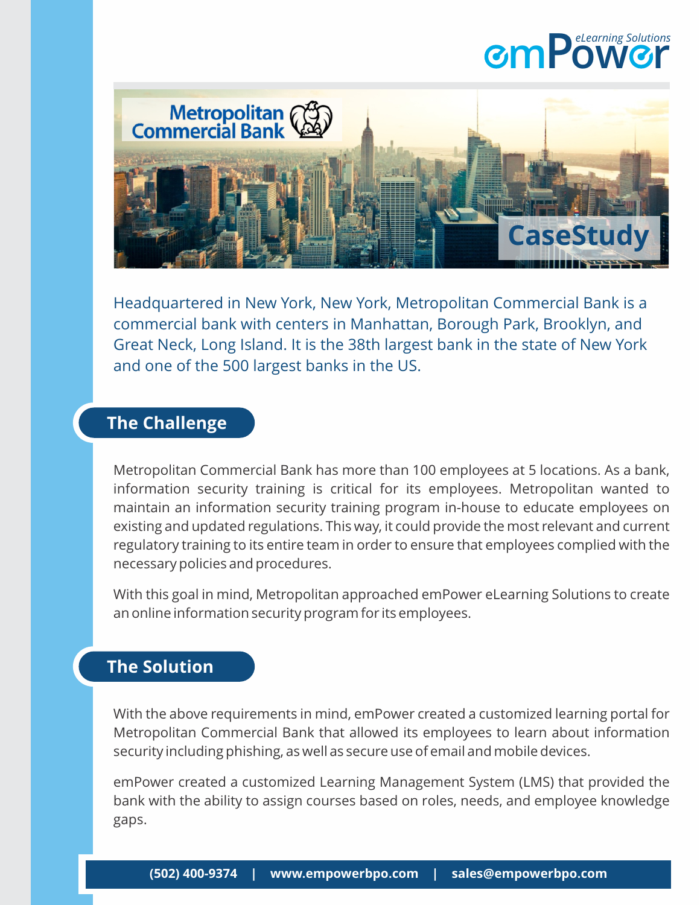emPower eLearning Solutions

Metropolitan Commercial Bank

# CaseStudy

Headquartered in New York, New York, Metropolitan Commercial Bank is a commercial bank with centers in Manhattan, Borough Park, Brooklyn, and Great Neck, Long Island. It is the 38th largest bank in the state of New York and one of the 500 largest banks in the US.

## The Challenge

Metropolitan Commercial Bank has more than 100 employees at 5 locations. As a bank, information security training is critical for its employees. Metropolitan wanted to maintain an information security training program in-house to educate employees on existing and updated regulations. This way, it could provide the most relevant and current regulatory training to its entire team in order to ensure that employees complied with the necessary policies and procedures.

With this goal in mind, Metropolitan approached emPower eLearning Solutions to create an online information security program for its employees.

## The Solution

With the above requirements in mind, emPower created a customized learning portal for Metropolitan Commercial Bank that allowed its employees to learn about information security including phishing, as well as secure use of email and mobile devices.

emPower created a customized Learning Management System (LMS) that provided the bank with the ability to assign courses based on roles, needs, and employee knowledge gaps.

**(502) 400-9374 | www.empowerbpo.com | sales@empowerbpo.com**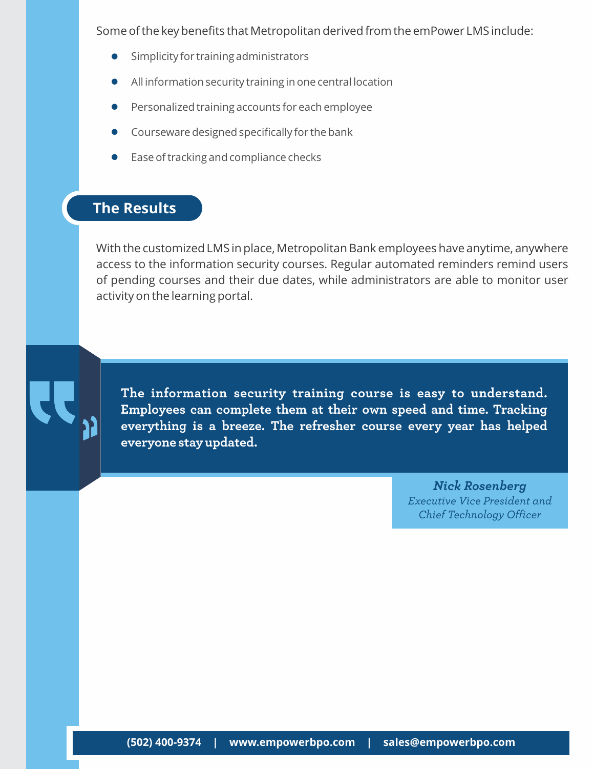Some of the key benefits that Metropolitan derived from the emPower LMS include:

- Simplicity for training administrators
- All information security training in one central location
- Personalized training accounts for each employee
- Courseware designed specifically for the bank
- Ease of tracking and compliance checks

## The Results

With the customized LMS in place, Metropolitan Bank employees have anytime, anywhere access to the information security courses. Regular automated reminders remind users of pending courses and their due dates, while administrators are able to monitor user activity on the learning portal.

> **The information security training course is easy to understand. Employees can complete them at their own speed and time. Tracking everything is a breeze. The refresher course every year has helped everyone stay updated.**

***Nick Rosenberg***
*Executive Vice President and Chief Technology Officer*

**(502) 400-9374 | www.empowerbpo.com | sales@empowerbpo.com**